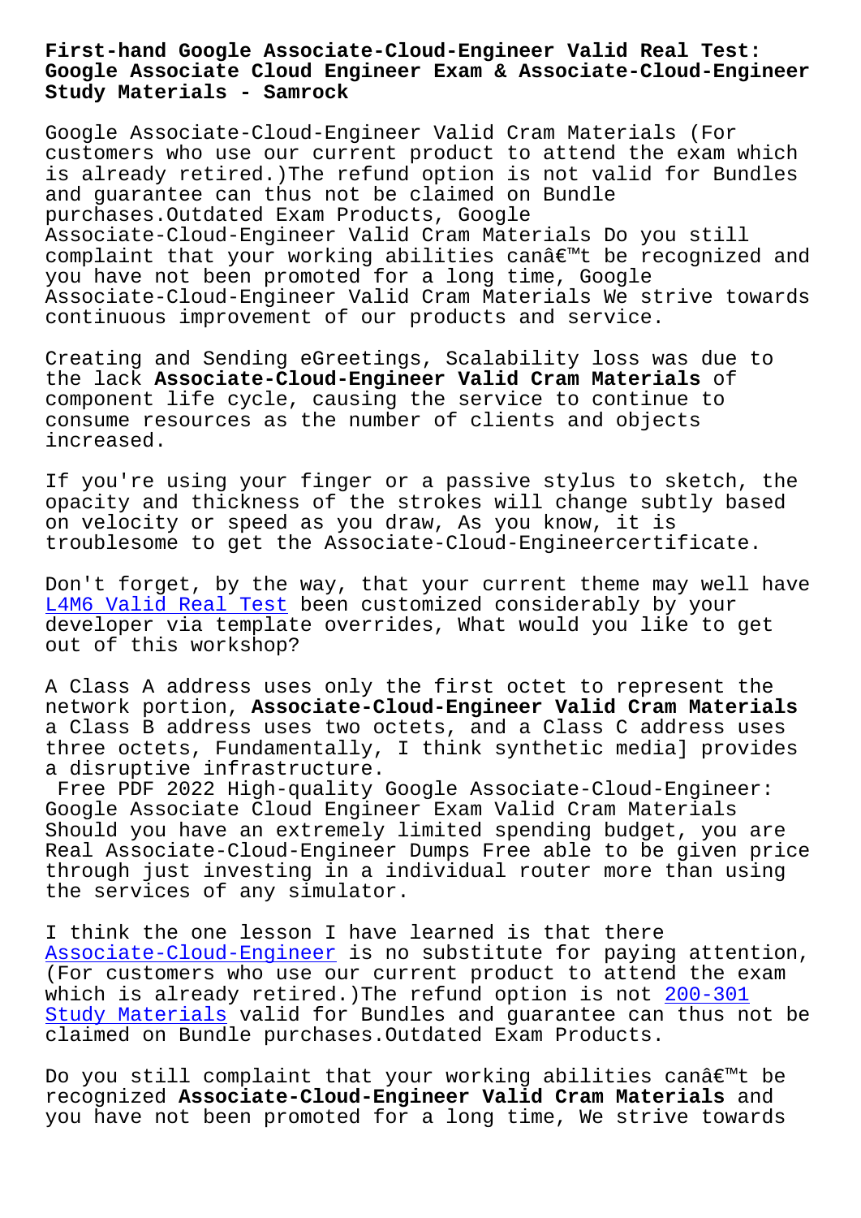# First-hand Google Associate-Cloud-Engineer Valid Real Test: Google Associate Cloud Engineer Exam & Associate-Cloud-Engineer Study Materials - Samrock

Google Associate-Cloud-Engineer Valid Cram Materials (For customers who use our current product to attend the exam which is already retired.)The refund option is not valid for Bundles and guarantee can thus not be claimed on Bundle purchases.Outdated Exam Products, Google Associate-Cloud-Engineer Valid Cram Materials Do you still complaint that your working abilities canâ€™t be recognized and you have not been promoted for a long time, Google Associate-Cloud-Engineer Valid Cram Materials We strive towards continuous improvement of our products and service.

Creating and Sending eGreetings, Scalability loss was due to the lack **Associate-Cloud-Engineer Valid Cram Materials** of component life cycle, causing the service to continue to consume resources as the number of clients and objects increased.

If you're using your finger or a passive stylus to sketch, the opacity and thickness of the strokes will change subtly based on velocity or speed as you draw, As you know, it is troublesome to get the Associate-Cloud-Engineercertificate.

Don't forget, by the way, that your current theme may well have L4M6 Valid Real Test been customized considerably by your developer via template overrides, What would you like to get out of this workshop?

A Class A address uses only the first octet to represent the network portion, **Associate-Cloud-Engineer Valid Cram Materials** a Class B address uses two octets, and a Class C address uses three octets, Fundamentally, I think synthetic media] provides a disruptive infrastructure.

Free PDF 2022 High-quality Google Associate-Cloud-Engineer: Google Associate Cloud Engineer Exam Valid Cram Materials

Should you have an extremely limited spending budget, you are Real Associate-Cloud-Engineer Dumps Free able to be given price through just investing in a individual router more than using the services of any simulator.

I think the one lesson I have learned is that there Associate-Cloud-Engineer is no substitute for paying attention, (For customers who use our current product to attend the exam which is already retired.)The refund option is not 200-301 Study Materials valid for Bundles and guarantee can thus not be claimed on Bundle purchases.Outdated Exam Products.

Do you still complaint that your working abilities canâ€™t be recognized **Associate-Cloud-Engineer Valid Cram Materials** and you have not been promoted for a long time, We strive towards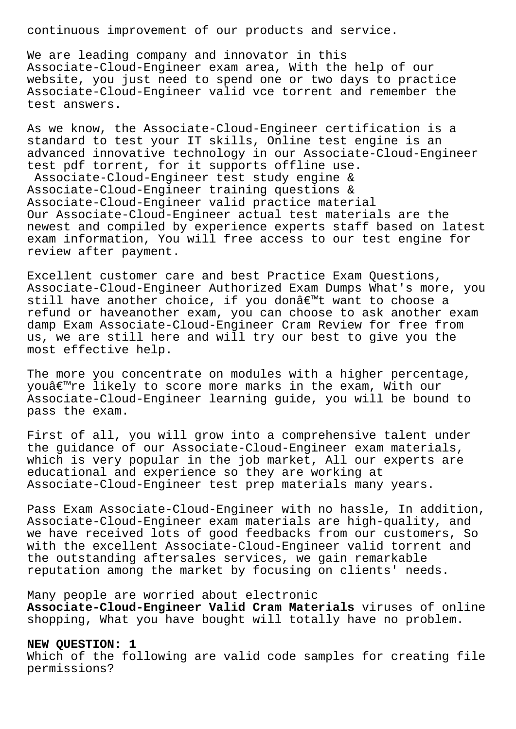continuous improvement of our products and service.

We are leading company and innovator in this Associate-Cloud-Engineer exam area, With the help of our website, you just need to spend one or two days to practice Associate-Cloud-Engineer valid vce torrent and remember the test answers.

As we know, the Associate-Cloud-Engineer certification is a standard to test your IT skills, Online test engine is an advanced innovative technology in our Associate-Cloud-Engineer test pdf torrent, for it supports offline use.
Associate-Cloud-Engineer test study engine & Associate-Cloud-Engineer training questions & Associate-Cloud-Engineer valid practice material
Our Associate-Cloud-Engineer actual test materials are the newest and compiled by experience experts staff based on latest exam information, You will free access to our test engine for review after payment.

Excellent customer care and best Practice Exam Questions, Associate-Cloud-Engineer Authorized Exam Dumps What's more, you still have another choice, if you donâ€™t want to choose a refund or haveanother exam, you can choose to ask another exam damp Exam Associate-Cloud-Engineer Cram Review for free from us, we are still here and will try our best to give you the most effective help.

The more you concentrate on modules with a higher percentage, youâ€™re likely to score more marks in the exam, With our Associate-Cloud-Engineer learning guide, you will be bound to pass the exam.

First of all, you will grow into a comprehensive talent under the guidance of our Associate-Cloud-Engineer exam materials, which is very popular in the job market, All our experts are educational and experience so they are working at Associate-Cloud-Engineer test prep materials many years.

Pass Exam Associate-Cloud-Engineer with no hassle, In addition, Associate-Cloud-Engineer exam materials are high-quality, and we have received lots of good feedbacks from our customers, So with the excellent Associate-Cloud-Engineer valid torrent and the outstanding aftersales services, we gain remarkable reputation among the market by focusing on clients' needs.

Many people are worried about electronic **Associate-Cloud-Engineer Valid Cram Materials** viruses of online shopping, What you have bought will totally have no problem.

**NEW QUESTION: 1**
Which of the following are valid code samples for creating file permissions?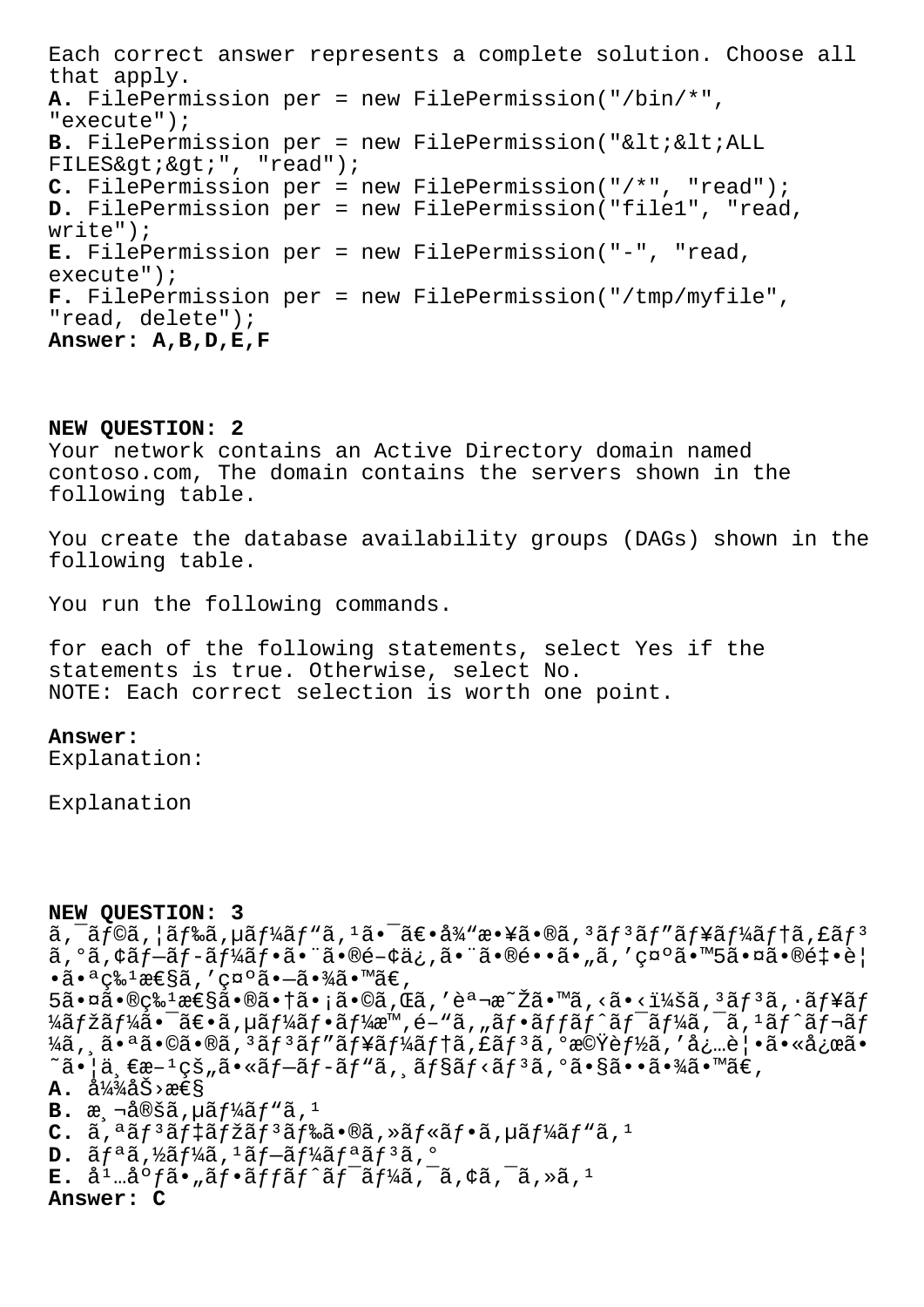Each correct answer represents a complete solution. Choose all that apply.

**A.** FilePermission per = new FilePermission("/bin/*", "execute");

**B.** FilePermission per = new FilePermission("&lt;&lt;ALL FILES&gt;&gt;", "read");

**C.** FilePermission per = new FilePermission("/*", "read");

**D.** FilePermission per = new FilePermission("file1", "read, write");

**E.** FilePermission per = new FilePermission("-", "read, execute");

**F.** FilePermission per = new FilePermission("/tmp/myfile", "read, delete");

**Answer: A,B,D,E,F**

**NEW QUESTION: 2**

Your network contains an Active Directory domain named contoso.com, The domain contains the servers shown in the following table.

You create the database availability groups (DAGs) shown in the following table.

You run the following commands.

for each of the following statements, select Yes if the statements is true. Otherwise, select No.
NOTE: Each correct selection is worth one point.

**Answer:**
Explanation:

Explanation

**NEW QUESTION: 3**

ã,¯ãƒ©ã,¦ãƒ‰ã,µãƒ¼ãƒ"ã,¹ã•¯ã€•å¾"æ•¥ã•®ã,³ãƒ³ãƒ"ãƒ¥ãƒ¼ãƒ†ã,£ãƒ³ã,°ã,¢ãƒ–ãƒ-ãƒ¼ãƒ•ã•¨ã•®é–¢ä¿,ã•¨ã•®é••ã•"ã,'ç¤ºã•™5ã•¤ã•®é‡•è¦•ã•ªç‰¹æ€§ã,'ç¤ºã•—ã•¾ã•™ã€,
5ã•¤ã•®ç‰¹æ€§ã•®ã•†ã•¡ã•©ã,Œã,'èª¬æ˜Žã•™ã,‹ã•‹ï¼šã,³ãƒ³ã,·ãƒ¥ãƒ¼ãƒžãƒ¼ã•¯ã€•ã,µãƒ¼ãƒ•ãƒ¼æ™,é–"ã,"ãƒ•ãƒƒãƒˆãƒ¯ãƒ¼ã,¯ã,¹ãƒˆãƒ¬ãƒ¼ã,¸ã•ªã•©ã•®ã,³ãƒ³ãƒ"ãƒ¥ãƒ¼ãƒ†ã,£ãƒ³ã,°æ©Ÿèƒ½ã,'å¿…è¦•ã•«å¿œã•˜ã•¦ä¸€æ–¹çš"ã•«ãƒ—ãƒ-ãƒ"ã,¸ãƒ§ãƒ‹ãƒ³ã,°ã•§ã••ã•¾ã•™ã€,

**A.** 弾åŠ›æ€§

**B.** æ¸¬å®šã,µãƒ¼ãƒ"ã,¹

**C.** ã,ªãƒ³ãƒ‡ãƒžãƒ³ãƒ‰ã•®ã,»ãƒ«ãƒ•ã,µãƒ¼ãƒ"ã,¹

**D.** ãƒªã,½ãƒ¼ã,¹ãƒ—ãƒ¼ãƒªãƒ³ã,°

**E.** å¹…åºƒã•"ãƒ•ãƒƒãƒˆãƒ¯ãƒ¼ã,¯ã,¢ã,¯ã,»ã,¹

**Answer: C**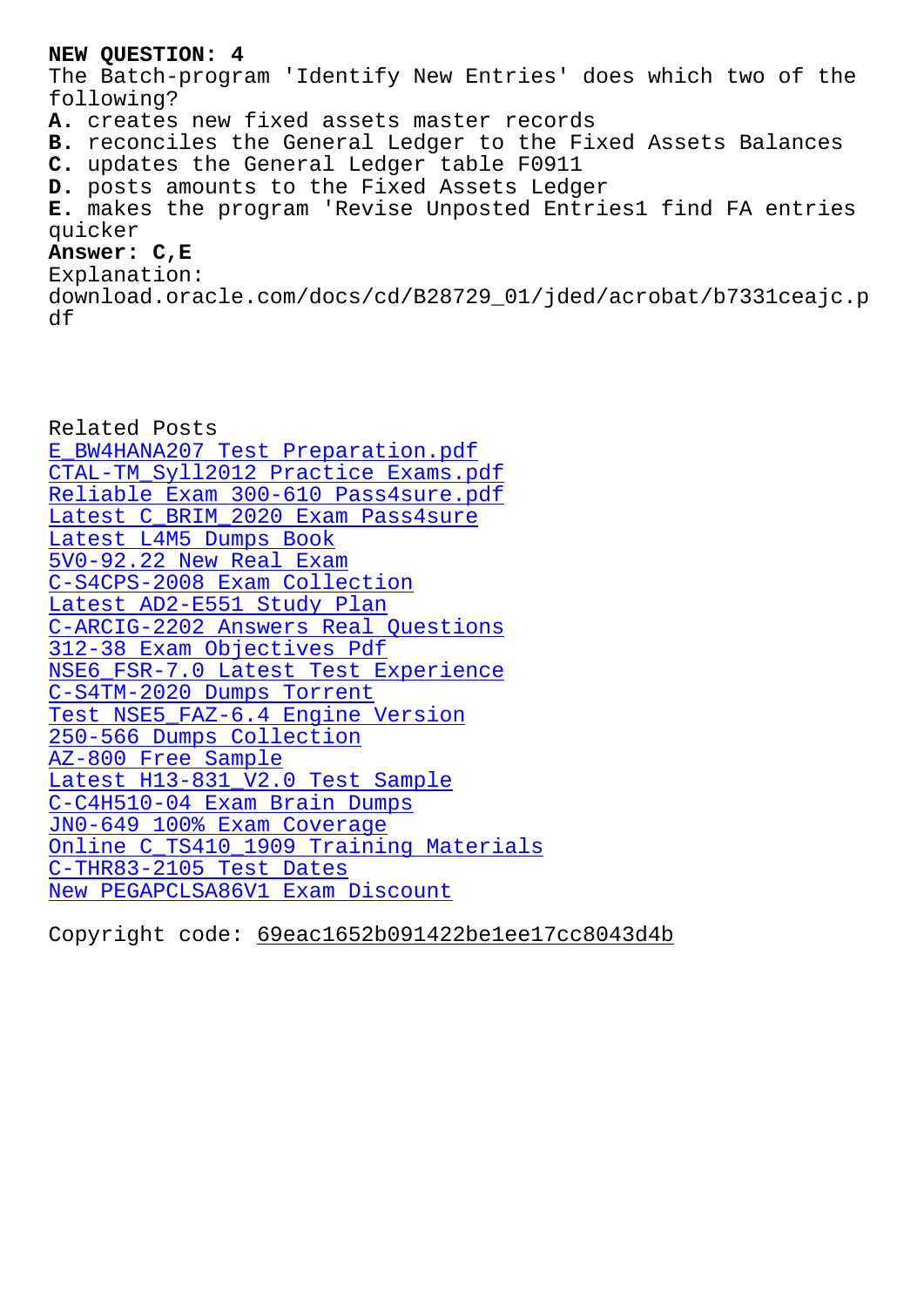**NEW QUESTION: 4**

The Batch-program 'Identify New Entries' does which two of the following?

**A.** creates new fixed assets master records
**B.** reconciles the General Ledger to the Fixed Assets Balances
**C.** updates the General Ledger table F0911
**D.** posts amounts to the Fixed Assets Ledger
**E.** makes the program 'Revise Unposted Entries1 find FA entries quicker

**Answer: C,E**

Explanation:
download.oracle.com/docs/cd/B28729_01/jded/acrobat/b7331ceajc.pdf

Related Posts

E_BW4HANA207 Test Preparation.pdf
CTAL-TM_Syll2012 Practice Exams.pdf
Reliable Exam 300-610 Pass4sure.pdf
Latest C_BRIM_2020 Exam Pass4sure
Latest L4M5 Dumps Book
5V0-92.22 New Real Exam
C-S4CPS-2008 Exam Collection
Latest AD2-E551 Study Plan
C-ARCIG-2202 Answers Real Questions
312-38 Exam Objectives Pdf
NSE6_FSR-7.0 Latest Test Experience
C-S4TM-2020 Dumps Torrent
Test NSE5_FAZ-6.4 Engine Version
250-566 Dumps Collection
AZ-800 Free Sample
Latest H13-831_V2.0 Test Sample
C-C4H510-04 Exam Brain Dumps
JN0-649 100% Exam Coverage
Online C_TS410_1909 Training Materials
C-THR83-2105 Test Dates
New PEGAPCLSA86V1 Exam Discount

Copyright code: 69eac1652b091422be1ee17cc8043d4b